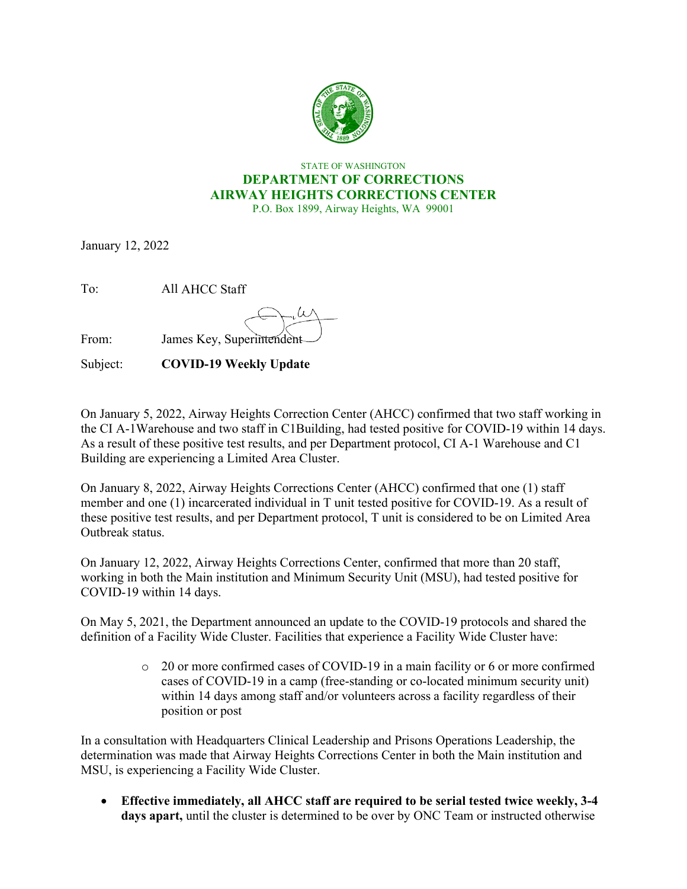STATE OF WASHINGTON

**DEPARTMENT OF CORRECTIONS**

**AIRWAY HEIGHTS CORRECTIONS CENTER**

P.O. Box 1899, Airway Heights, WA 99001

January 12, 2022

To: All AHCC Staff

From: James Key, Superintendent

Subject: **COVID-19 Weekly Update**

On January 5, 2022, Airway Heights Correction Center (AHCC) confirmed that two staff working in the CI A-1Warehouse and two staff in C1Building, had tested positive for COVID-19 within 14 days. As a result of these positive test results, and per Department protocol, CI A-1 Warehouse and C1 Building are experiencing a Limited Area Cluster.

On January 8, 2022, Airway Heights Corrections Center (AHCC) confirmed that one (1) staff member and one (1) incarcerated individual in T unit tested positive for COVID-19. As a result of these positive test results, and per Department protocol, T unit is considered to be on Limited Area Outbreak status.

On January 12, 2022, Airway Heights Corrections Center, confirmed that more than 20 staff, working in both the Main institution and Minimum Security Unit (MSU), had tested positive for COVID-19 within 14 days.

On May 5, 2021, the Department announced an update to the COVID-19 protocols and shared the definition of a Facility Wide Cluster. Facilities that experience a Facility Wide Cluster have:

- 20 or more confirmed cases of COVID-19 in a main facility or 6 or more confirmed cases of COVID-19 in a camp (free-standing or co-located minimum security unit) within 14 days among staff and/or volunteers across a facility regardless of their position or post

In a consultation with Headquarters Clinical Leadership and Prisons Operations Leadership, the determination was made that Airway Heights Corrections Center in both the Main institution and MSU, is experiencing a Facility Wide Cluster.

- **Effective immediately, all AHCC staff are required to be serial tested twice weekly, 3-4 days apart,** until the cluster is determined to be over by ONC Team or instructed otherwise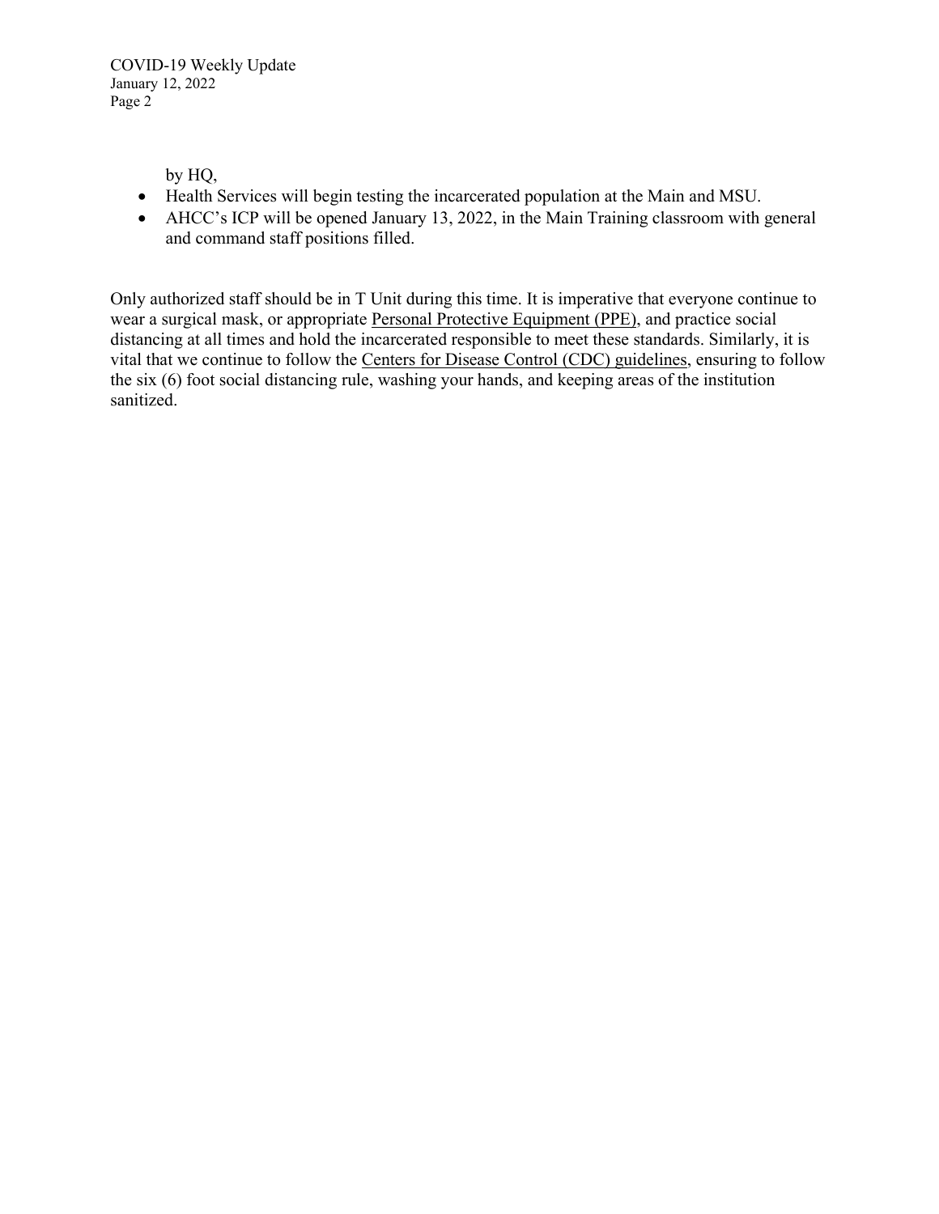by HQ,

- Health Services will begin testing the incarcerated population at the Main and MSU.
- AHCC's ICP will be opened January 13, 2022, in the Main Training classroom with general and command staff positions filled.

Only authorized staff should be in T Unit during this time. It is imperative that everyone continue to wear a surgical mask, or appropriate Personal Protective Equipment (PPE), and practice social distancing at all times and hold the incarcerated responsible to meet these standards. Similarly, it is vital that we continue to follow the Centers for Disease Control (CDC) guidelines, ensuring to follow the six (6) foot social distancing rule, washing your hands, and keeping areas of the institution sanitized.